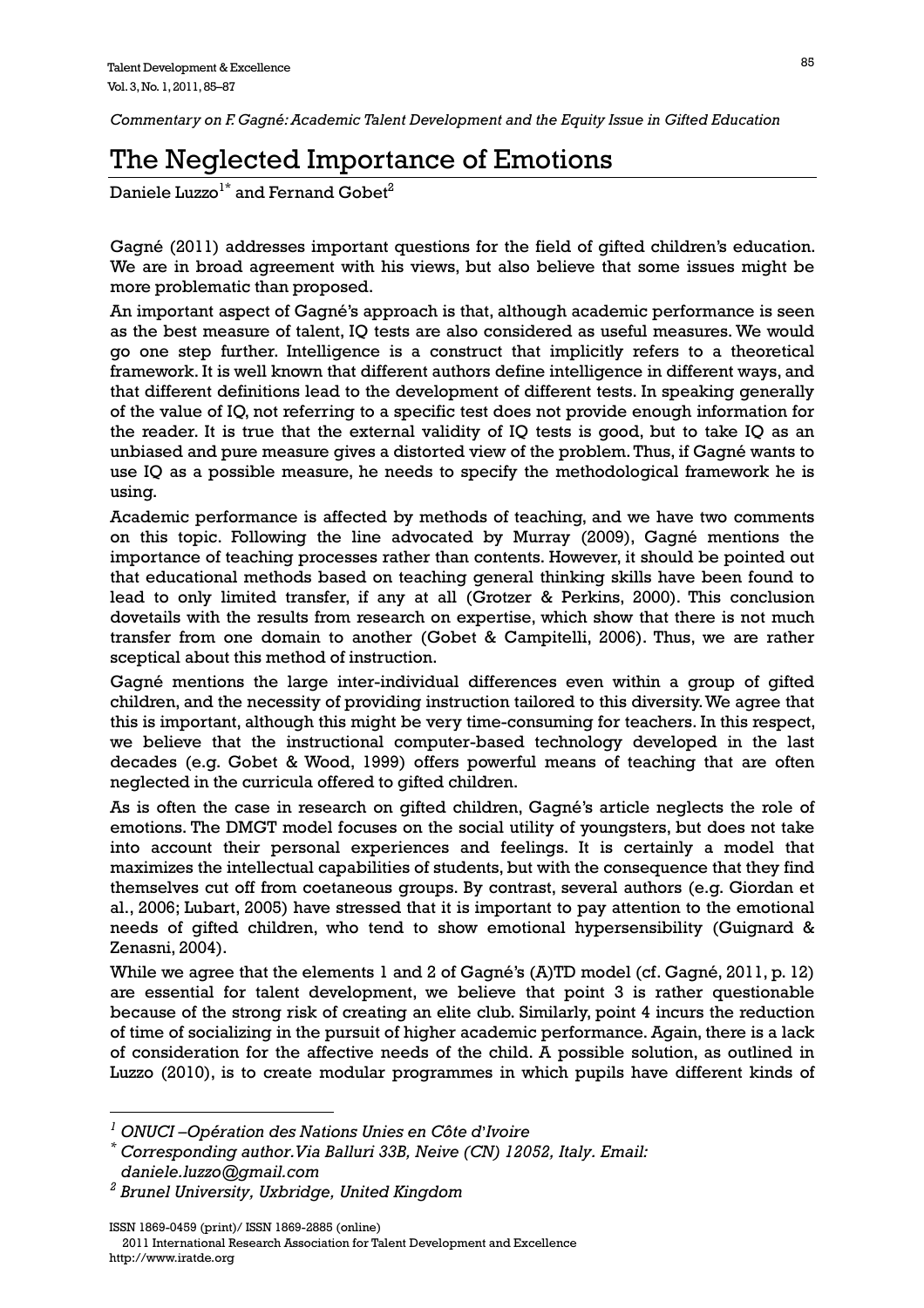*Commentary on F. Gagné: Academic Talent Development and the Equity Issue in Gifted Education*

# The Neglected Importance of Emotions

Daniele Luzzo[1*] and Fernand Gobet[2]

Gagné (2011) addresses important questions for the field of gifted children's education. We are in broad agreement with his views, but also believe that some issues might be more problematic than proposed.

An important aspect of Gagné's approach is that, although academic performance is seen as the best measure of talent, IQ tests are also considered as useful measures. We would go one step further. Intelligence is a construct that implicitly refers to a theoretical framework. It is well known that different authors define intelligence in different ways, and that different definitions lead to the development of different tests. In speaking generally of the value of IQ, not referring to a specific test does not provide enough information for the reader. It is true that the external validity of IQ tests is good, but to take IQ as an unbiased and pure measure gives a distorted view of the problem. Thus, if Gagné wants to use IQ as a possible measure, he needs to specify the methodological framework he is using.

Academic performance is affected by methods of teaching, and we have two comments on this topic. Following the line advocated by Murray (2009), Gagné mentions the importance of teaching processes rather than contents. However, it should be pointed out that educational methods based on teaching general thinking skills have been found to lead to only limited transfer, if any at all (Grotzer & Perkins, 2000). This conclusion dovetails with the results from research on expertise, which show that there is not much transfer from one domain to another (Gobet & Campitelli, 2006). Thus, we are rather sceptical about this method of instruction.

Gagné mentions the large inter-individual differences even within a group of gifted children, and the necessity of providing instruction tailored to this diversity. We agree that this is important, although this might be very time-consuming for teachers. In this respect, we believe that the instructional computer-based technology developed in the last decades (e.g. Gobet & Wood, 1999) offers powerful means of teaching that are often neglected in the curricula offered to gifted children.

As is often the case in research on gifted children, Gagné's article neglects the role of emotions. The DMGT model focuses on the social utility of youngsters, but does not take into account their personal experiences and feelings. It is certainly a model that maximizes the intellectual capabilities of students, but with the consequence that they find themselves cut off from coetaneous groups. By contrast, several authors (e.g. Giordan et al., 2006; Lubart, 2005) have stressed that it is important to pay attention to the emotional needs of gifted children, who tend to show emotional hypersensibility (Guignard & Zenasni, 2004).

While we agree that the elements 1 and 2 of Gagné's (A)TD model (cf. Gagné, 2011, p. 12) are essential for talent development, we believe that point 3 is rather questionable because of the strong risk of creating an elite club. Similarly, point 4 incurs the reduction of time of socializing in the pursuit of higher academic performance. Again, there is a lack of consideration for the affective needs of the child. A possible solution, as outlined in Luzzo (2010), is to create modular programmes in which pupils have different kinds of

---

[1] *ONUCI –Opération des Nations Unies en Côte d'Ivoire*

[*] *Corresponding author. Via Balluri 33B, Neive (CN) 12052, Italy. Email: daniele.luzzo@gmail.com*

[2] *Brunel University, Uxbridge, United Kingdom*

ISSN 1869-0459 (print)/ ISSN 1869-2885 (online)
2011 International Research Association for Talent Development and Excellence
http://www.iratde.org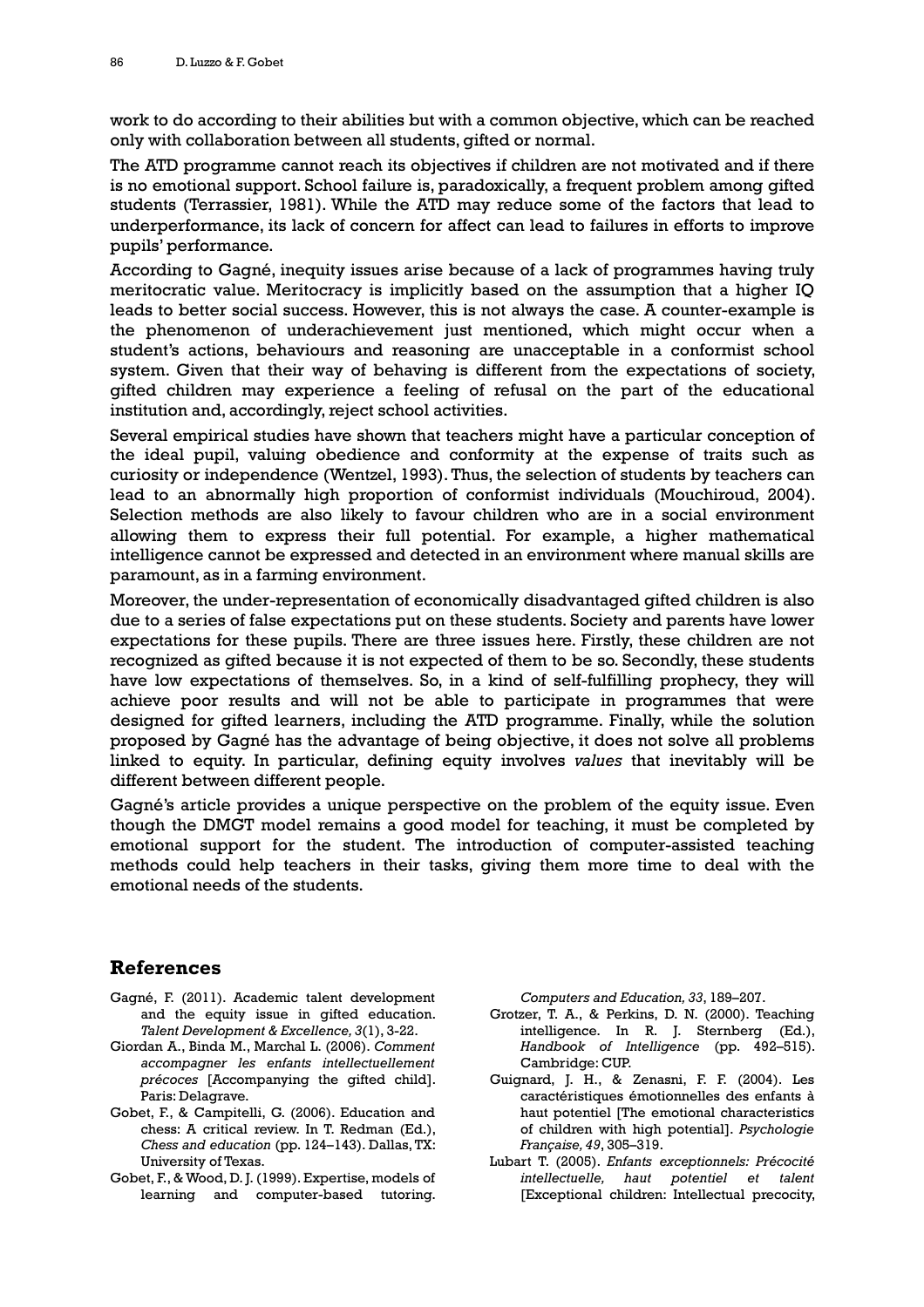work to do according to their abilities but with a common objective, which can be reached only with collaboration between all students, gifted or normal.

The ATD programme cannot reach its objectives if children are not motivated and if there is no emotional support. School failure is, paradoxically, a frequent problem among gifted students (Terrassier, 1981). While the ATD may reduce some of the factors that lead to underperformance, its lack of concern for affect can lead to failures in efforts to improve pupils' performance.

According to Gagné, inequity issues arise because of a lack of programmes having truly meritocratic value. Meritocracy is implicitly based on the assumption that a higher IQ leads to better social success. However, this is not always the case. A counter-example is the phenomenon of underachievement just mentioned, which might occur when a student's actions, behaviours and reasoning are unacceptable in a conformist school system. Given that their way of behaving is different from the expectations of society, gifted children may experience a feeling of refusal on the part of the educational institution and, accordingly, reject school activities.

Several empirical studies have shown that teachers might have a particular conception of the ideal pupil, valuing obedience and conformity at the expense of traits such as curiosity or independence (Wentzel, 1993). Thus, the selection of students by teachers can lead to an abnormally high proportion of conformist individuals (Mouchiroud, 2004). Selection methods are also likely to favour children who are in a social environment allowing them to express their full potential. For example, a higher mathematical intelligence cannot be expressed and detected in an environment where manual skills are paramount, as in a farming environment.

Moreover, the under-representation of economically disadvantaged gifted children is also due to a series of false expectations put on these students. Society and parents have lower expectations for these pupils. There are three issues here. Firstly, these children are not recognized as gifted because it is not expected of them to be so. Secondly, these students have low expectations of themselves. So, in a kind of self-fulfilling prophecy, they will achieve poor results and will not be able to participate in programmes that were designed for gifted learners, including the ATD programme. Finally, while the solution proposed by Gagné has the advantage of being objective, it does not solve all problems linked to equity. In particular, defining equity involves *values* that inevitably will be different between different people.

Gagné's article provides a unique perspective on the problem of the equity issue. Even though the DMGT model remains a good model for teaching, it must be completed by emotional support for the student. The introduction of computer-assisted teaching methods could help teachers in their tasks, giving them more time to deal with the emotional needs of the students.

## References

Gagné, F. (2011). Academic talent development and the equity issue in gifted education. *Talent Development & Excellence, 3*(1), 3-22.

Giordan A., Binda M., Marchal L. (2006). *Comment accompagner les enfants intellectuellement précoces* [Accompanying the gifted child]. Paris: Delagrave.

Gobet, F., & Campitelli, G. (2006). Education and chess: A critical review. In T. Redman (Ed.), *Chess and education* (pp. 124–143). Dallas, TX: University of Texas.

Gobet, F., & Wood, D. J. (1999). Expertise, models of learning and computer-based tutoring. *Computers and Education, 33*, 189–207.

Grotzer, T. A., & Perkins, D. N. (2000). Teaching intelligence. In R. J. Sternberg (Ed.), *Handbook of Intelligence* (pp. 492–515). Cambridge: CUP.

Guignard, J. H., & Zenasni, F. F. (2004). Les caractéristiques émotionnelles des enfants à haut potentiel [The emotional characteristics of children with high potential]. *Psychologie Française, 49*, 305–319.

Lubart T. (2005). *Enfants exceptionnels: Précocité intellectuelle, haut potentiel et talent* [Exceptional children: Intellectual precocity,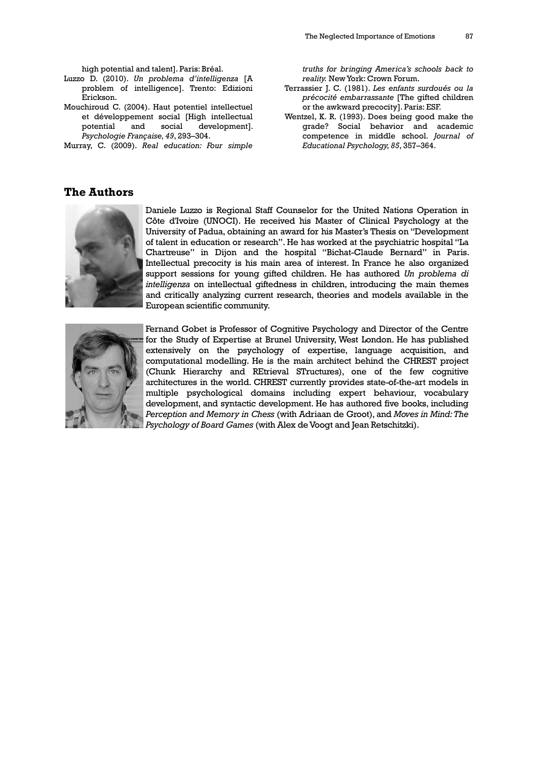high potential and talent]. Paris: Bréal.

Luzzo D. (2010). *Un problema d'intelligenza* [A problem of intelligence]. Trento: Edizioni Erickson.

Mouchiroud C. (2004). Haut potentiel intellectuel et développement social [High intellectual potential and social development]. *Psychologie Française, 49*, 293–304.

Murray, C. (2009). *Real education: Four simple truths for bringing America's schools back to reality.* New York: Crown Forum.

Terrassier J. C. (1981). *Les enfants surdoués ou la précocité embarrassante* [The gifted children or the awkward precocity]. Paris: ESF.

Wentzel, K. R. (1993). Does being good make the grade? Social behavior and academic competence in middle school. *Journal of Educational Psychology, 85*, 357–364.

## The Authors

Daniele Luzzo is Regional Staff Counselor for the United Nations Operation in Côte d'Ivoire (UNOCI). He received his Master of Clinical Psychology at the University of Padua, obtaining an award for his Master's Thesis on "Development of talent in education or research". He has worked at the psychiatric hospital "La Chartreuse" in Dijon and the hospital "Bichat-Claude Bernard" in Paris. Intellectual precocity is his main area of interest. In France he also organized support sessions for young gifted children. He has authored *Un problema di intelligenza* on intellectual giftedness in children, introducing the main themes and critically analyzing current research, theories and models available in the European scientific community.

Fernand Gobet is Professor of Cognitive Psychology and Director of the Centre for the Study of Expertise at Brunel University, West London. He has published extensively on the psychology of expertise, language acquisition, and computational modelling. He is the main architect behind the CHREST project (Chunk Hierarchy and REtrieval STructures), one of the few cognitive architectures in the world. CHREST currently provides state-of-the-art models in multiple psychological domains including expert behaviour, vocabulary development, and syntactic development. He has authored five books, including *Perception and Memory in Chess* (with Adriaan de Groot), and *Moves in Mind: The Psychology of Board Games* (with Alex de Voogt and Jean Retschitzki).